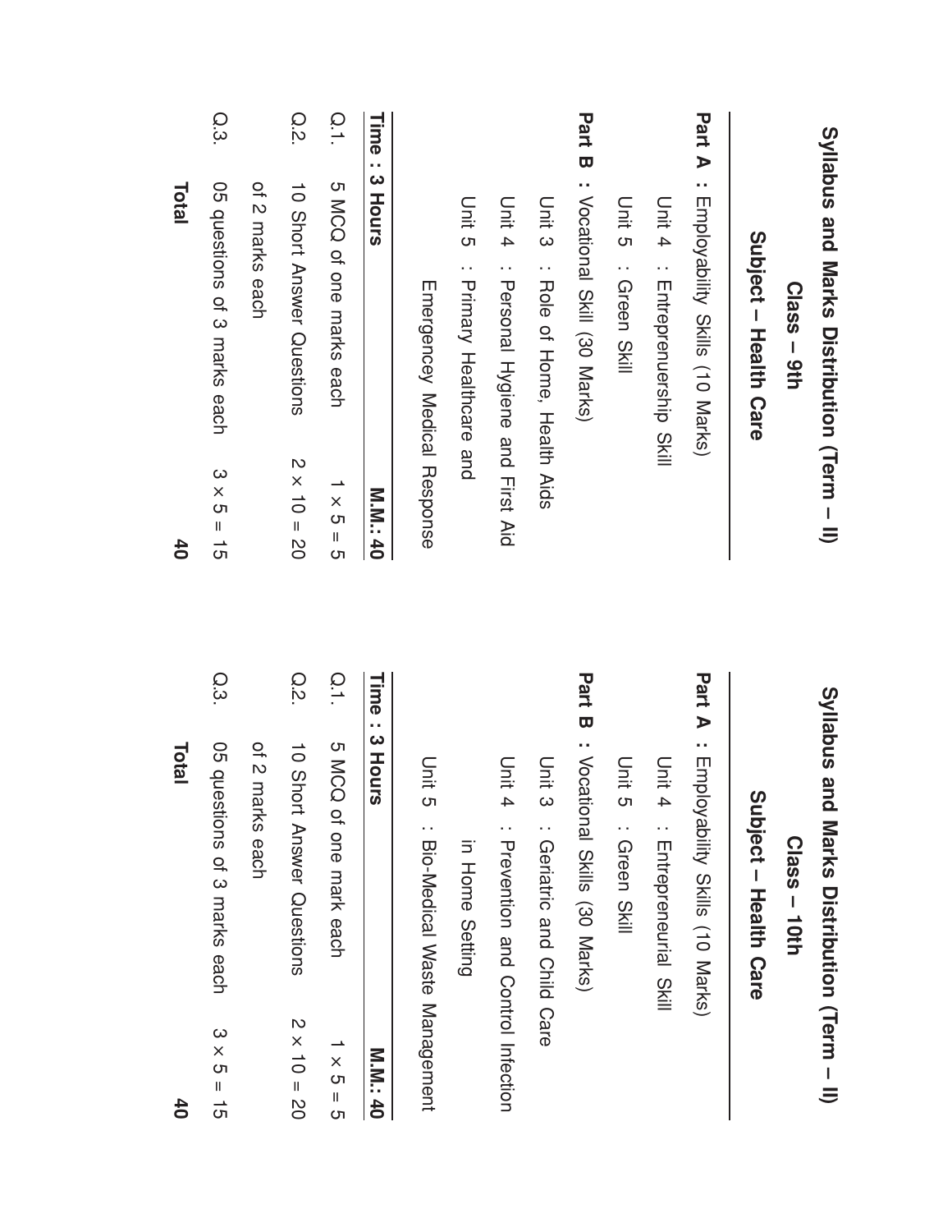# Syllabus and Marks Distribution (Term – II)

## Class – 9th

## Subject – Health Care

**Part A :** Employability Skills (10 Marks)

Unit 4 : Entreprenuership Skill

Unit 5 : Green Skill

**Part B :** Vocational Skill (30 Marks)

Unit 3 : Role of Home, Health Aids

Unit 4 : Personal Hygiene and First Aid

Unit 5 : Primary Healthcare and Emergencey Medical Response

| **Time : 3 Hours** | | **M.M.: 40** |
|---|---|---|
| Q.1. | 5 MCQ of one marks each | 1 × 5 = 5 |
| Q.2. | 10 Short Answer Questions of 2 marks each | 2 × 10 = 20 |
| Q.3. | 05 questions of 3 marks each | 3 × 5 = 15 |
| | **Total** | **40** |

# Syllabus and Marks Distribution (Term – II)

## Class – 10th

## Subject – Health Care

**Part A :** Employability Skills (10 Marks)

Unit 4 : Entrepreneurial Skill

Unit 5 : Green Skill

**Part B :** Vocational Skills (30 Marks)

Unit 3 : Geriatric and Child Care

Unit 4 : Prevention and Control Infection in Home Setting

Unit 5 : Bio-Medical Waste Management

| **Time : 3 Hours** | | **M.M.: 40** |
|---|---|---|
| Q.1. | 5 MCQ of one mark each | 1 × 5 = 5 |
| Q.2. | 10 Short Answer Questions of 2 marks each | 2 × 10 = 20 |
| Q.3. | 05 questions of 3 marks each | 3 × 5 = 15 |
| | **Total** | **40** |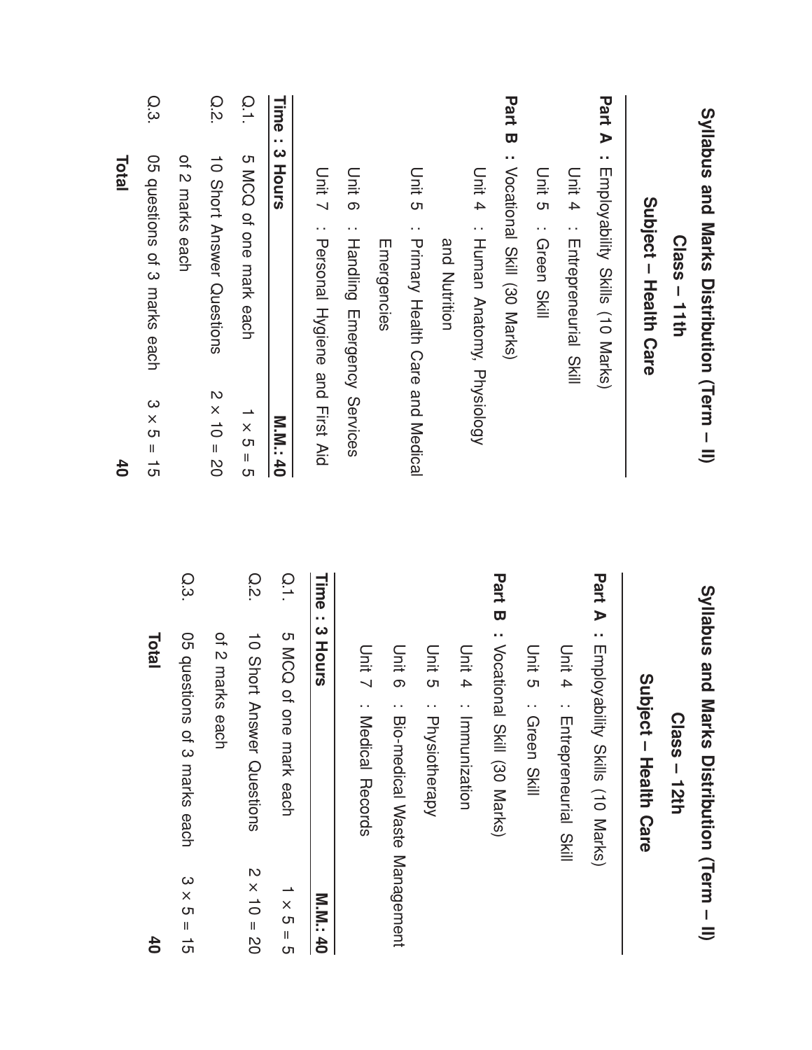# Syllabus and Marks Distribution (Term – II)

## Class – 11th

## Subject – Health Care

**Part A :** Employability Skills (10 Marks)

Unit 4 : Entrepreneurial Skill

Unit 5 : Green Skill

**Part B :** Vocational Skill (30 Marks)

Unit 4 : Human Anatomy, Physiology and Nutrition

Unit 5 : Primary Health Care and Medical Emergencies

Unit 6 : Handling Emergency Services

Unit 7 : Personal Hygiene and First Aid

| **Time : 3 Hours** | | **M.M.: 40** |
|---|---|---|
| Q.1. | 5 MCQ of one mark each | 1 × 5 = 5 |
| Q.2. | 10 Short Answer Questions of 2 marks each | 2 × 10 = 20 |
| Q.3. | 05 questions of 3 marks each | 3 × 5 = 15 |
| | **Total** | **40** |

# Syllabus and Marks Distribution (Term – II)

## Class – 12th

## Subject – Health Care

**Part A :** Employability Skills (10 Marks)

Unit 4 : Entrepreneurial Skill

Unit 5 : Green Skill

**Part B :** Vocational Skill (30 Marks)

Unit 4 : Immunization

Unit 5 : Physiotherapy

Unit 6 : Bio-medical Waste Management

Unit 7 : Medical Records

| **Time : 3 Hours** | | **M.M.: 40** |
|---|---|---|
| Q.1. | 5 MCQ of one mark each | 1 × 5 = 5 |
| Q.2. | 10 Short Answer Questions of 2 marks each | 2 × 10 = 20 |
| Q.3. | 05 questions of 3 marks each | 3 × 5 = 15 |
| | **Total** | **40** |